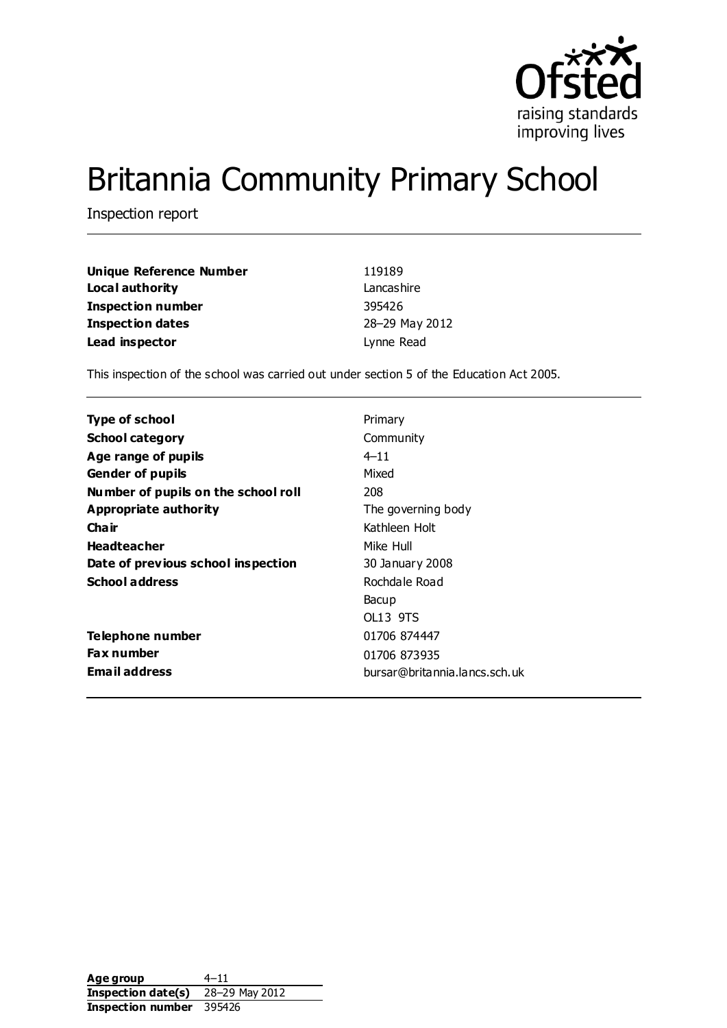Ofsted

raising standards
improving lives

# Britannia Community Primary School

Inspection report

| | |
|---|---|
| **Unique Reference Number** | 119189 |
| **Local authority** | Lancashire |
| **Inspection number** | 395426 |
| **Inspection dates** | 28–29 May 2012 |
| **Lead inspector** | Lynne Read |

This inspection of the school was carried out under section 5 of the Education Act 2005.

| | |
|---|---|
| **Type of school** | Primary |
| **School category** | Community |
| **Age range of pupils** | 4–11 |
| **Gender of pupils** | Mixed |
| **Number of pupils on the school roll** | 208 |
| **Appropriate authority** | The governing body |
| **Chair** | Kathleen Holt |
| **Headteacher** | Mike Hull |
| **Date of previous school inspection** | 30 January 2008 |
| **School address** | Rochdale Road<br>Bacup<br>OL13 9TS |
| **Telephone number** | 01706 874447 |
| **Fax number** | 01706 873935 |
| **Email address** | bursar@britannia.lancs.sch.uk |

| | |
|---|---|
| **Age group** | 4–11 |
| **Inspection date(s)** | 28–29 May 2012 |
| **Inspection number** | 395426 |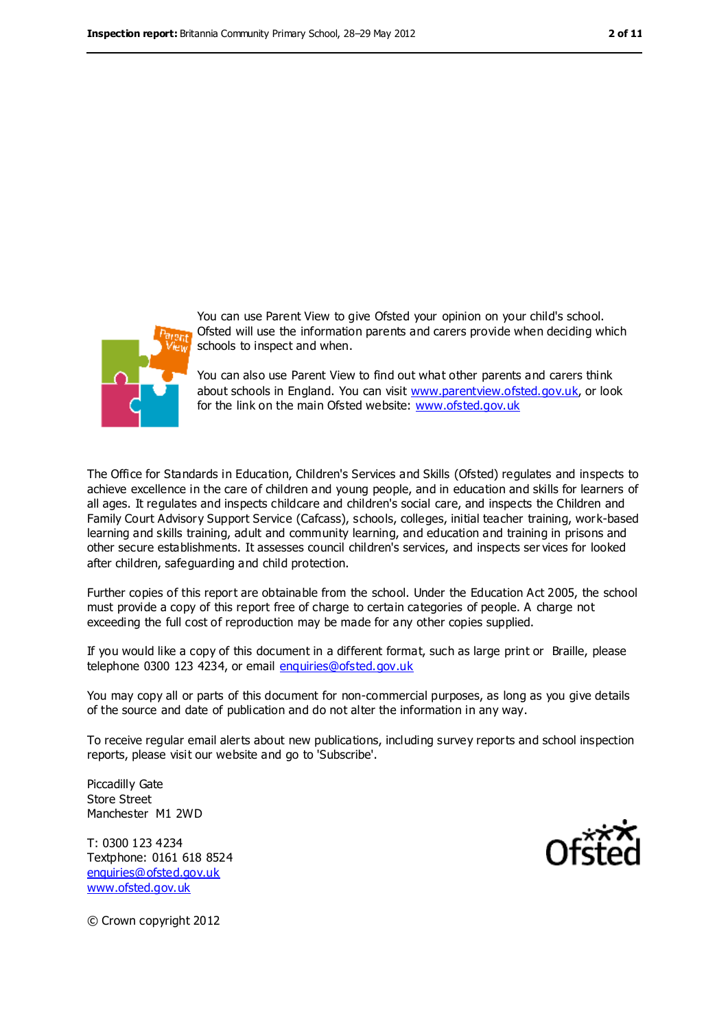You can use Parent View to give Ofsted your opinion on your child's school. Ofsted will use the information parents and carers provide when deciding which schools to inspect and when.

You can also use Parent View to find out what other parents and carers think about schools in England. You can visit www.parentview.ofsted.gov.uk, or look for the link on the main Ofsted website: www.ofsted.gov.uk

The Office for Standards in Education, Children's Services and Skills (Ofsted) regulates and inspects to achieve excellence in the care of children and young people, and in education and skills for learners of all ages. It regulates and inspects childcare and children's social care, and inspects the Children and Family Court Advisory Support Service (Cafcass), schools, colleges, initial teacher training, work-based learning and skills training, adult and community learning, and education and training in prisons and other secure establishments. It assesses council children's services, and inspects services for looked after children, safeguarding and child protection.

Further copies of this report are obtainable from the school. Under the Education Act 2005, the school must provide a copy of this report free of charge to certain categories of people. A charge not exceeding the full cost of reproduction may be made for any other copies supplied.

If you would like a copy of this document in a different format, such as large print or Braille, please telephone 0300 123 4234, or email enquiries@ofsted.gov.uk

You may copy all or parts of this document for non-commercial purposes, as long as you give details of the source and date of publication and do not alter the information in any way.

To receive regular email alerts about new publications, including survey reports and school inspection reports, please visit our website and go to 'Subscribe'.

Piccadilly Gate
Store Street
Manchester M1 2WD

T: 0300 123 4234
Textphone: 0161 618 8524
enquiries@ofsted.gov.uk
www.ofsted.gov.uk

© Crown copyright 2012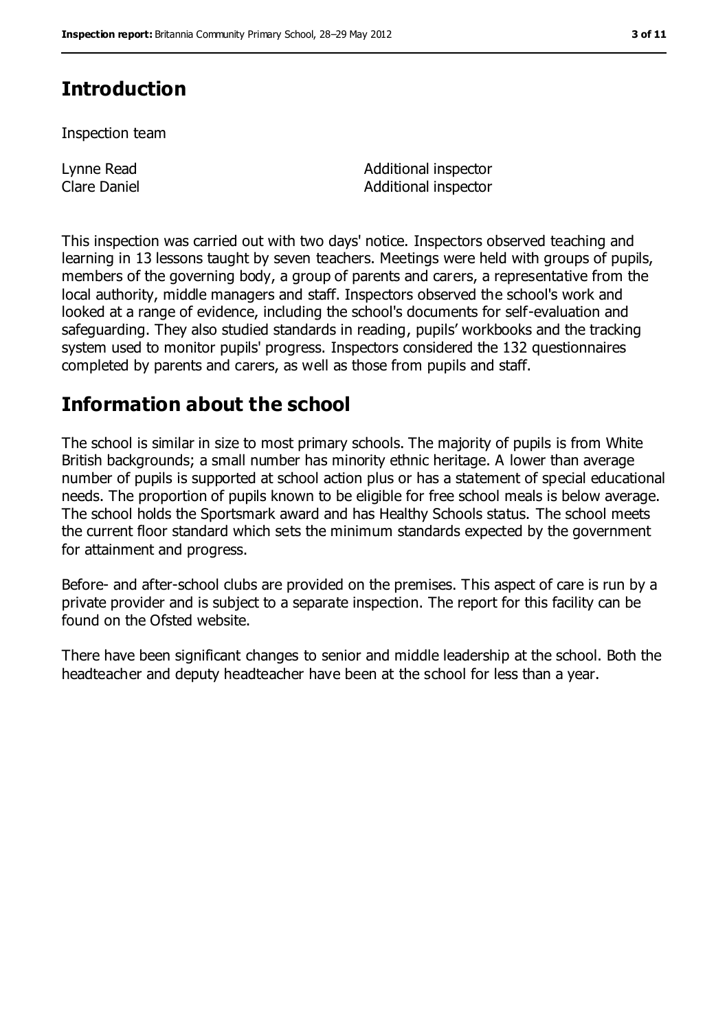## Introduction

Inspection team

| | |
|---|---|
| Lynne Read | Additional inspector |
| Clare Daniel | Additional inspector |

This inspection was carried out with two days' notice. Inspectors observed teaching and learning in 13 lessons taught by seven teachers. Meetings were held with groups of pupils, members of the governing body, a group of parents and carers, a representative from the local authority, middle managers and staff. Inspectors observed the school's work and looked at a range of evidence, including the school's documents for self-evaluation and safeguarding. They also studied standards in reading, pupils' workbooks and the tracking system used to monitor pupils' progress. Inspectors considered the 132 questionnaires completed by parents and carers, as well as those from pupils and staff.

## Information about the school

The school is similar in size to most primary schools. The majority of pupils is from White British backgrounds; a small number has minority ethnic heritage. A lower than average number of pupils is supported at school action plus or has a statement of special educational needs. The proportion of pupils known to be eligible for free school meals is below average. The school holds the Sportsmark award and has Healthy Schools status. The school meets the current floor standard which sets the minimum standards expected by the government for attainment and progress.

Before- and after-school clubs are provided on the premises. This aspect of care is run by a private provider and is subject to a separate inspection. The report for this facility can be found on the Ofsted website.

There have been significant changes to senior and middle leadership at the school. Both the headteacher and deputy headteacher have been at the school for less than a year.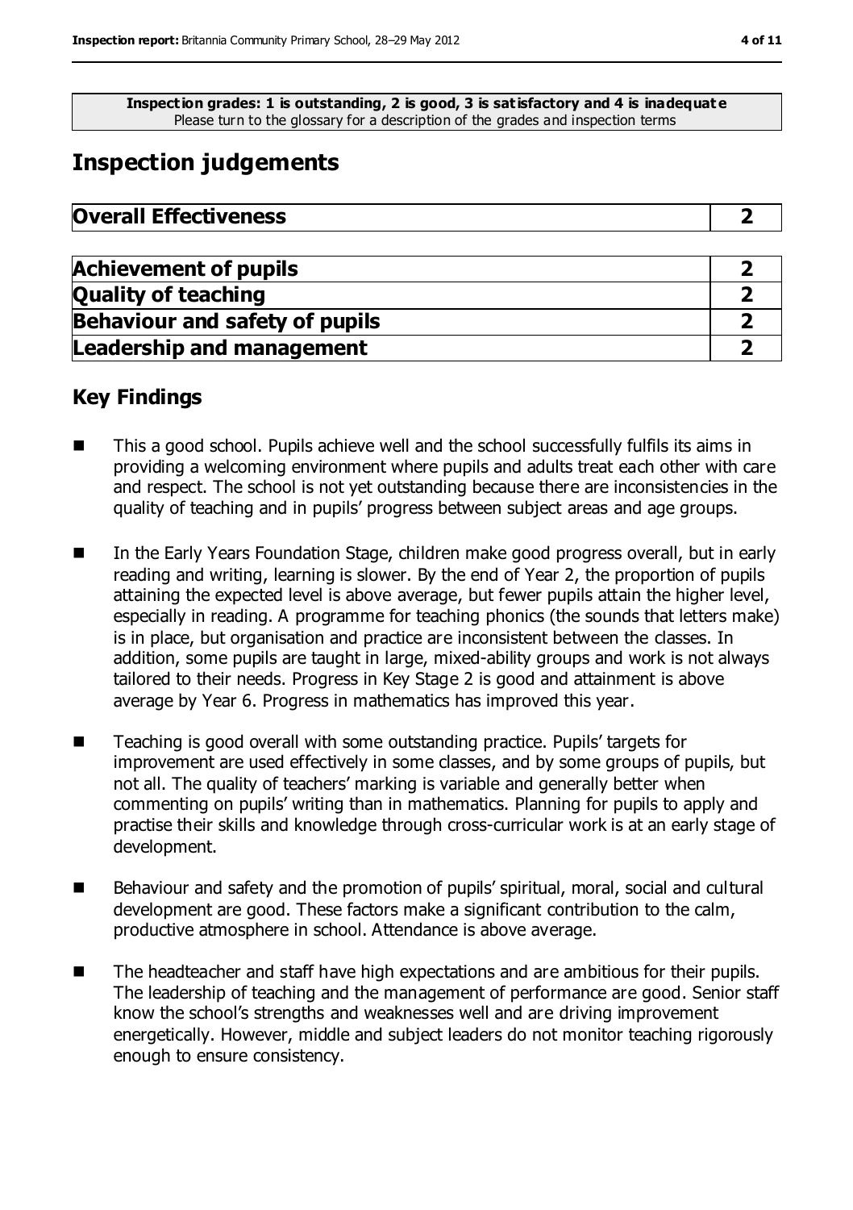**Inspection grades: 1 is outstanding, 2 is good, 3 is satisfactory and 4 is inadequate**
Please turn to the glossary for a description of the grades and inspection terms

# Inspection judgements

| **Overall Effectiveness** | **2** |
|---|---|

| | |
|---|---|
| **Achievement of pupils** | **2** |
| **Quality of teaching** | **2** |
| **Behaviour and safety of pupils** | **2** |
| **Leadership and management** | **2** |

## Key Findings

- This a good school. Pupils achieve well and the school successfully fulfils its aims in providing a welcoming environment where pupils and adults treat each other with care and respect. The school is not yet outstanding because there are inconsistencies in the quality of teaching and in pupils' progress between subject areas and age groups.
- In the Early Years Foundation Stage, children make good progress overall, but in early reading and writing, learning is slower. By the end of Year 2, the proportion of pupils attaining the expected level is above average, but fewer pupils attain the higher level, especially in reading. A programme for teaching phonics (the sounds that letters make) is in place, but organisation and practice are inconsistent between the classes. In addition, some pupils are taught in large, mixed-ability groups and work is not always tailored to their needs. Progress in Key Stage 2 is good and attainment is above average by Year 6. Progress in mathematics has improved this year.
- Teaching is good overall with some outstanding practice. Pupils' targets for improvement are used effectively in some classes, and by some groups of pupils, but not all. The quality of teachers' marking is variable and generally better when commenting on pupils' writing than in mathematics. Planning for pupils to apply and practise their skills and knowledge through cross-curricular work is at an early stage of development.
- Behaviour and safety and the promotion of pupils' spiritual, moral, social and cultural development are good. These factors make a significant contribution to the calm, productive atmosphere in school. Attendance is above average.
- The headteacher and staff have high expectations and are ambitious for their pupils. The leadership of teaching and the management of performance are good. Senior staff know the school's strengths and weaknesses well and are driving improvement energetically. However, middle and subject leaders do not monitor teaching rigorously enough to ensure consistency.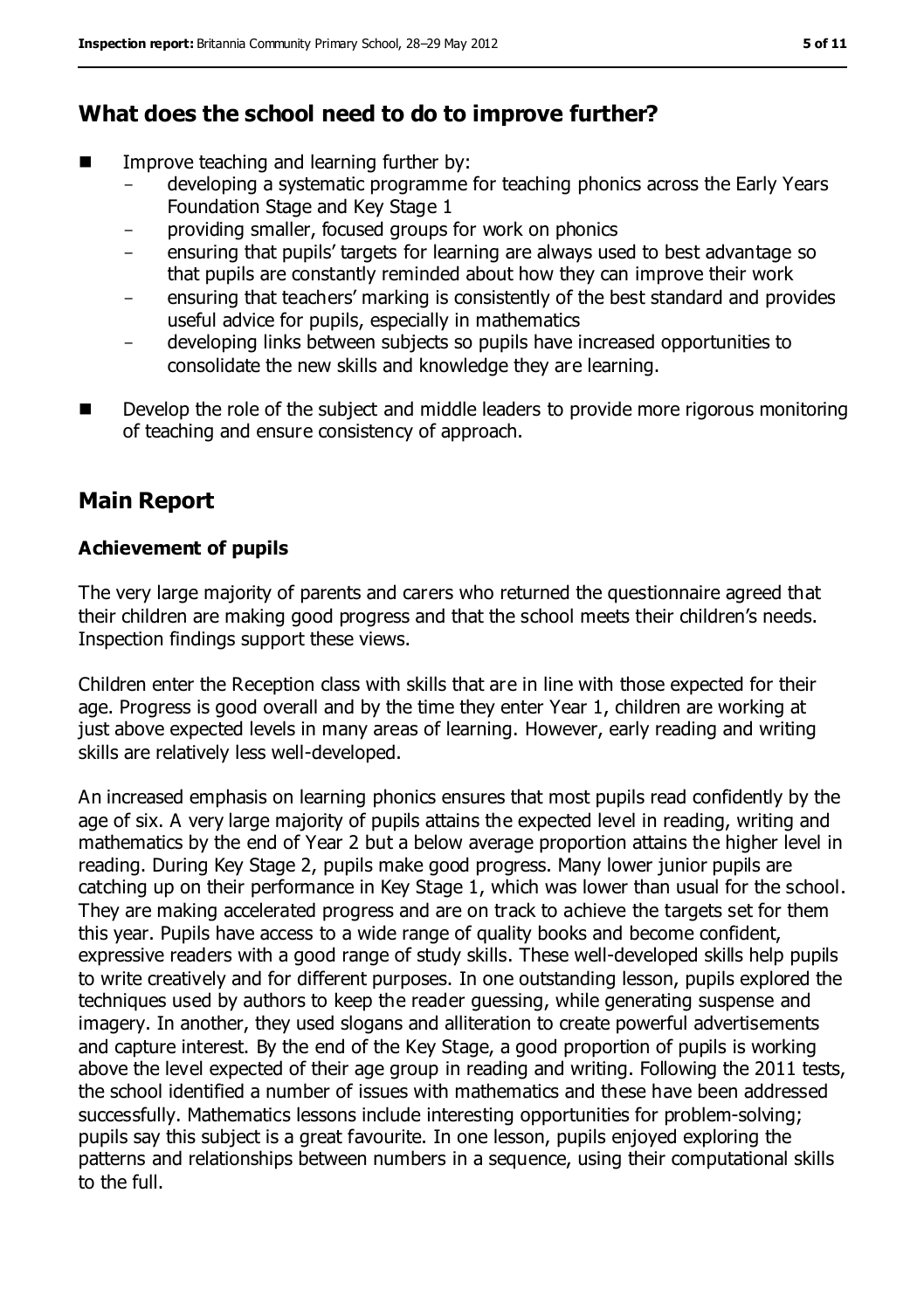## What does the school need to do to improve further?

- Improve teaching and learning further by:
  - developing a systematic programme for teaching phonics across the Early Years Foundation Stage and Key Stage 1
  - providing smaller, focused groups for work on phonics
  - ensuring that pupils' targets for learning are always used to best advantage so that pupils are constantly reminded about how they can improve their work
  - ensuring that teachers' marking is consistently of the best standard and provides useful advice for pupils, especially in mathematics
  - developing links between subjects so pupils have increased opportunities to consolidate the new skills and knowledge they are learning.
- Develop the role of the subject and middle leaders to provide more rigorous monitoring of teaching and ensure consistency of approach.

## Main Report

### Achievement of pupils

The very large majority of parents and carers who returned the questionnaire agreed that their children are making good progress and that the school meets their children's needs. Inspection findings support these views.

Children enter the Reception class with skills that are in line with those expected for their age. Progress is good overall and by the time they enter Year 1, children are working at just above expected levels in many areas of learning. However, early reading and writing skills are relatively less well-developed.

An increased emphasis on learning phonics ensures that most pupils read confidently by the age of six. A very large majority of pupils attains the expected level in reading, writing and mathematics by the end of Year 2 but a below average proportion attains the higher level in reading. During Key Stage 2, pupils make good progress. Many lower junior pupils are catching up on their performance in Key Stage 1, which was lower than usual for the school. They are making accelerated progress and are on track to achieve the targets set for them this year. Pupils have access to a wide range of quality books and become confident, expressive readers with a good range of study skills. These well-developed skills help pupils to write creatively and for different purposes. In one outstanding lesson, pupils explored the techniques used by authors to keep the reader guessing, while generating suspense and imagery. In another, they used slogans and alliteration to create powerful advertisements and capture interest. By the end of the Key Stage, a good proportion of pupils is working above the level expected of their age group in reading and writing. Following the 2011 tests, the school identified a number of issues with mathematics and these have been addressed successfully. Mathematics lessons include interesting opportunities for problem-solving; pupils say this subject is a great favourite. In one lesson, pupils enjoyed exploring the patterns and relationships between numbers in a sequence, using their computational skills to the full.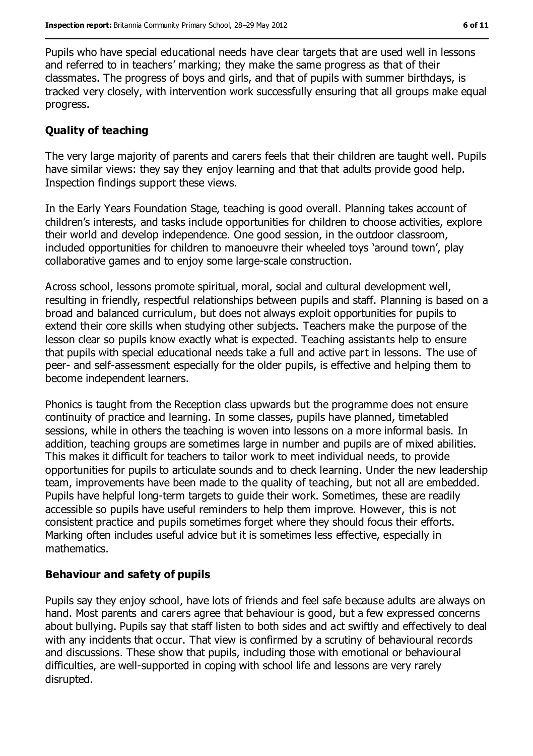Pupils who have special educational needs have clear targets that are used well in lessons and referred to in teachers' marking; they make the same progress as that of their classmates. The progress of boys and girls, and that of pupils with summer birthdays, is tracked very closely, with intervention work successfully ensuring that all groups make equal progress.

### Quality of teaching

The very large majority of parents and carers feels that their children are taught well. Pupils have similar views: they say they enjoy learning and that that adults provide good help. Inspection findings support these views.

In the Early Years Foundation Stage, teaching is good overall. Planning takes account of children's interests, and tasks include opportunities for children to choose activities, explore their world and develop independence. One good session, in the outdoor classroom, included opportunities for children to manoeuvre their wheeled toys 'around town', play collaborative games and to enjoy some large-scale construction.

Across school, lessons promote spiritual, moral, social and cultural development well, resulting in friendly, respectful relationships between pupils and staff. Planning is based on a broad and balanced curriculum, but does not always exploit opportunities for pupils to extend their core skills when studying other subjects. Teachers make the purpose of the lesson clear so pupils know exactly what is expected. Teaching assistants help to ensure that pupils with special educational needs take a full and active part in lessons. The use of peer- and self-assessment especially for the older pupils, is effective and helping them to become independent learners.

Phonics is taught from the Reception class upwards but the programme does not ensure continuity of practice and learning. In some classes, pupils have planned, timetabled sessions, while in others the teaching is woven into lessons on a more informal basis. In addition, teaching groups are sometimes large in number and pupils are of mixed abilities. This makes it difficult for teachers to tailor work to meet individual needs, to provide opportunities for pupils to articulate sounds and to check learning. Under the new leadership team, improvements have been made to the quality of teaching, but not all are embedded. Pupils have helpful long-term targets to guide their work. Sometimes, these are readily accessible so pupils have useful reminders to help them improve. However, this is not consistent practice and pupils sometimes forget where they should focus their efforts. Marking often includes useful advice but it is sometimes less effective, especially in mathematics.

### Behaviour and safety of pupils

Pupils say they enjoy school, have lots of friends and feel safe because adults are always on hand. Most parents and carers agree that behaviour is good, but a few expressed concerns about bullying. Pupils say that staff listen to both sides and act swiftly and effectively to deal with any incidents that occur. That view is confirmed by a scrutiny of behavioural records and discussions. These show that pupils, including those with emotional or behavioural difficulties, are well-supported in coping with school life and lessons are very rarely disrupted.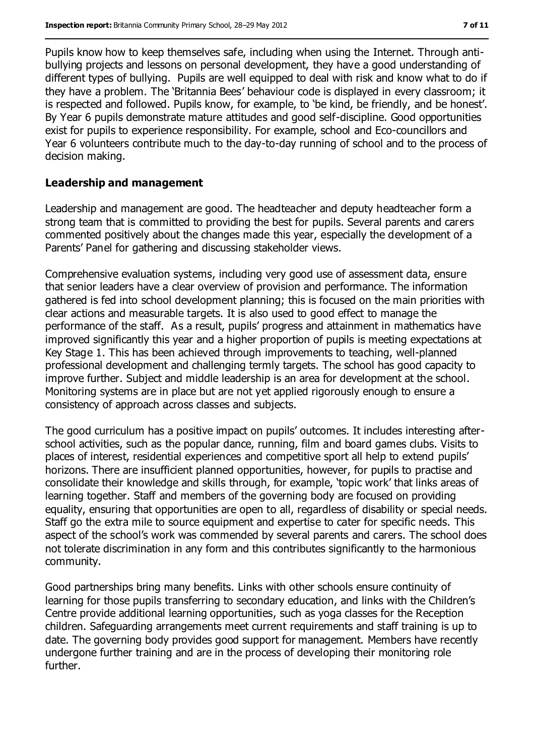Pupils know how to keep themselves safe, including when using the Internet. Through anti-bullying projects and lessons on personal development, they have a good understanding of different types of bullying. Pupils are well equipped to deal with risk and know what to do if they have a problem. The 'Britannia Bees' behaviour code is displayed in every classroom; it is respected and followed. Pupils know, for example, to 'be kind, be friendly, and be honest'. By Year 6 pupils demonstrate mature attitudes and good self-discipline. Good opportunities exist for pupils to experience responsibility. For example, school and Eco-councillors and Year 6 volunteers contribute much to the day-to-day running of school and to the process of decision making.

### Leadership and management

Leadership and management are good. The headteacher and deputy headteacher form a strong team that is committed to providing the best for pupils. Several parents and carers commented positively about the changes made this year, especially the development of a Parents' Panel for gathering and discussing stakeholder views.

Comprehensive evaluation systems, including very good use of assessment data, ensure that senior leaders have a clear overview of provision and performance. The information gathered is fed into school development planning; this is focused on the main priorities with clear actions and measurable targets. It is also used to good effect to manage the performance of the staff. As a result, pupils' progress and attainment in mathematics have improved significantly this year and a higher proportion of pupils is meeting expectations at Key Stage 1. This has been achieved through improvements to teaching, well-planned professional development and challenging termly targets. The school has good capacity to improve further. Subject and middle leadership is an area for development at the school. Monitoring systems are in place but are not yet applied rigorously enough to ensure a consistency of approach across classes and subjects.

The good curriculum has a positive impact on pupils' outcomes. It includes interesting after-school activities, such as the popular dance, running, film and board games clubs. Visits to places of interest, residential experiences and competitive sport all help to extend pupils' horizons. There are insufficient planned opportunities, however, for pupils to practise and consolidate their knowledge and skills through, for example, 'topic work' that links areas of learning together. Staff and members of the governing body are focused on providing equality, ensuring that opportunities are open to all, regardless of disability or special needs. Staff go the extra mile to source equipment and expertise to cater for specific needs. This aspect of the school's work was commended by several parents and carers. The school does not tolerate discrimination in any form and this contributes significantly to the harmonious community.

Good partnerships bring many benefits. Links with other schools ensure continuity of learning for those pupils transferring to secondary education, and links with the Children's Centre provide additional learning opportunities, such as yoga classes for the Reception children. Safeguarding arrangements meet current requirements and staff training is up to date. The governing body provides good support for management. Members have recently undergone further training and are in the process of developing their monitoring role further.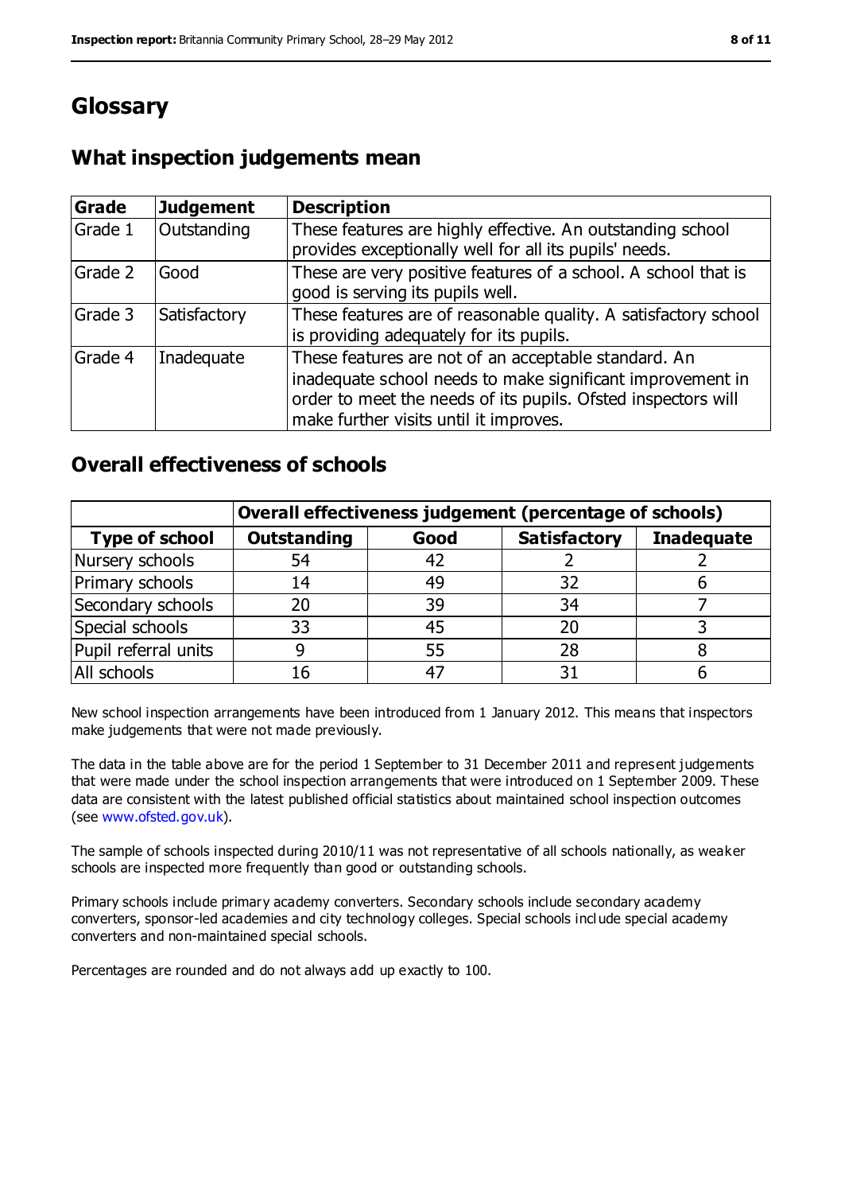# Glossary

## What inspection judgements mean

| Grade | Judgement | Description |
|---|---|---|
| Grade 1 | Outstanding | These features are highly effective. An outstanding school provides exceptionally well for all its pupils' needs. |
| Grade 2 | Good | These are very positive features of a school. A school that is good is serving its pupils well. |
| Grade 3 | Satisfactory | These features are of reasonable quality. A satisfactory school is providing adequately for its pupils. |
| Grade 4 | Inadequate | These features are not of an acceptable standard. An inadequate school needs to make significant improvement in order to meet the needs of its pupils. Ofsted inspectors will make further visits until it improves. |

## Overall effectiveness of schools

| | Overall effectiveness judgement (percentage of schools) | | | |
|---|---|---|---|---|
| **Type of school** | **Outstanding** | **Good** | **Satisfactory** | **Inadequate** |
| Nursery schools | 54 | 42 | 2 | 2 |
| Primary schools | 14 | 49 | 32 | 6 |
| Secondary schools | 20 | 39 | 34 | 7 |
| Special schools | 33 | 45 | 20 | 3 |
| Pupil referral units | 9 | 55 | 28 | 8 |
| All schools | 16 | 47 | 31 | 6 |

New school inspection arrangements have been introduced from 1 January 2012. This means that inspectors make judgements that were not made previously.

The data in the table above are for the period 1 September to 31 December 2011 and represent judgements that were made under the school inspection arrangements that were introduced on 1 September 2009. These data are consistent with the latest published official statistics about maintained school inspection outcomes (see www.ofsted.gov.uk).

The sample of schools inspected during 2010/11 was not representative of all schools nationally, as weaker schools are inspected more frequently than good or outstanding schools.

Primary schools include primary academy converters. Secondary schools include secondary academy converters, sponsor-led academies and city technology colleges. Special schools include special academy converters and non-maintained special schools.

Percentages are rounded and do not always add up exactly to 100.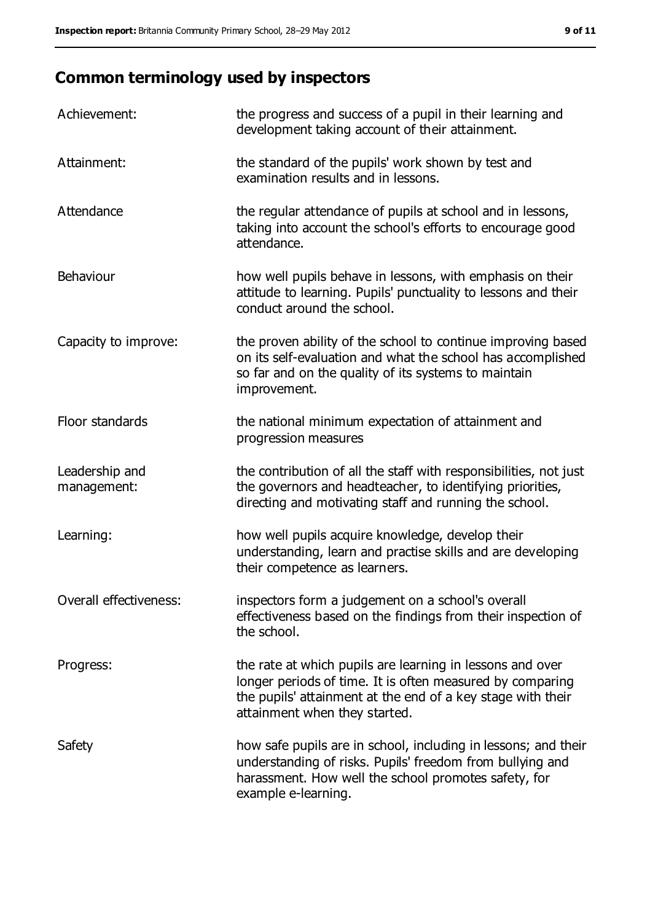## Common terminology used by inspectors

| | |
|---|---|
| Achievement: | the progress and success of a pupil in their learning and development taking account of their attainment. |
| Attainment: | the standard of the pupils' work shown by test and examination results and in lessons. |
| Attendance | the regular attendance of pupils at school and in lessons, taking into account the school's efforts to encourage good attendance. |
| Behaviour | how well pupils behave in lessons, with emphasis on their attitude to learning. Pupils' punctuality to lessons and their conduct around the school. |
| Capacity to improve: | the proven ability of the school to continue improving based on its self-evaluation and what the school has accomplished so far and on the quality of its systems to maintain improvement. |
| Floor standards | the national minimum expectation of attainment and progression measures |
| Leadership and management: | the contribution of all the staff with responsibilities, not just the governors and headteacher, to identifying priorities, directing and motivating staff and running the school. |
| Learning: | how well pupils acquire knowledge, develop their understanding, learn and practise skills and are developing their competence as learners. |
| Overall effectiveness: | inspectors form a judgement on a school's overall effectiveness based on the findings from their inspection of the school. |
| Progress: | the rate at which pupils are learning in lessons and over longer periods of time. It is often measured by comparing the pupils' attainment at the end of a key stage with their attainment when they started. |
| Safety | how safe pupils are in school, including in lessons; and their understanding of risks. Pupils' freedom from bullying and harassment. How well the school promotes safety, for example e-learning. |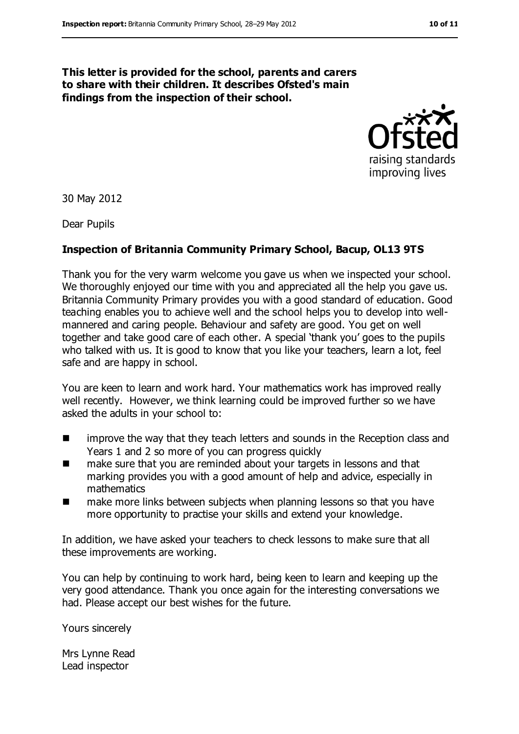**This letter is provided for the school, parents and carers to share with their children. It describes Ofsted's main findings from the inspection of their school.**

30 May 2012

Dear Pupils

**Inspection of Britannia Community Primary School, Bacup, OL13 9TS**

Thank you for the very warm welcome you gave us when we inspected your school. We thoroughly enjoyed our time with you and appreciated all the help you gave us. Britannia Community Primary provides you with a good standard of education. Good teaching enables you to achieve well and the school helps you to develop into well-mannered and caring people. Behaviour and safety are good. You get on well together and take good care of each other. A special 'thank you' goes to the pupils who talked with us. It is good to know that you like your teachers, learn a lot, feel safe and are happy in school.

You are keen to learn and work hard. Your mathematics work has improved really well recently. However, we think learning could be improved further so we have asked the adults in your school to:

- improve the way that they teach letters and sounds in the Reception class and Years 1 and 2 so more of you can progress quickly
- make sure that you are reminded about your targets in lessons and that marking provides you with a good amount of help and advice, especially in mathematics
- make more links between subjects when planning lessons so that you have more opportunity to practise your skills and extend your knowledge.

In addition, we have asked your teachers to check lessons to make sure that all these improvements are working.

You can help by continuing to work hard, being keen to learn and keeping up the very good attendance. Thank you once again for the interesting conversations we had. Please accept our best wishes for the future.

Yours sincerely

Mrs Lynne Read
Lead inspector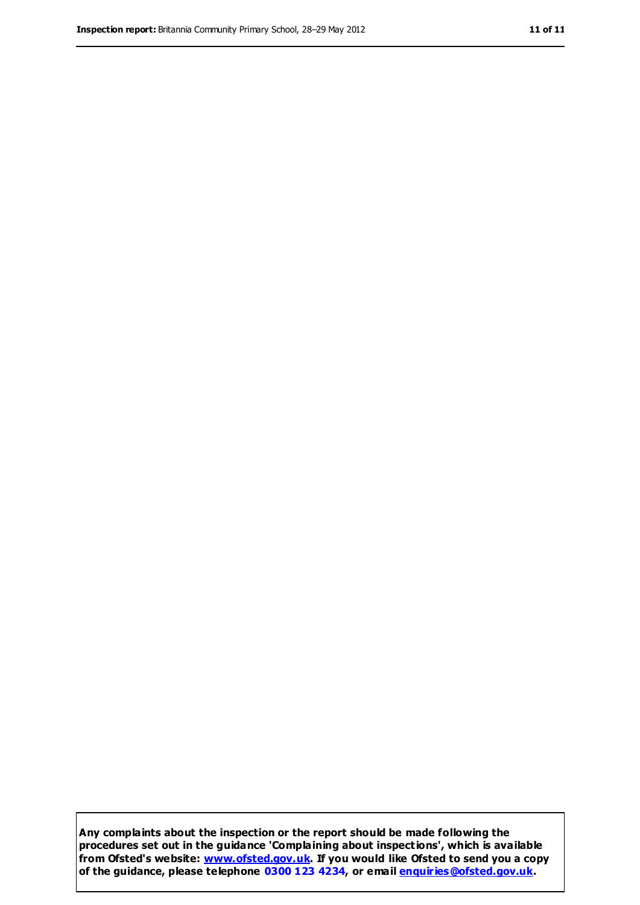**Any complaints about the inspection or the report should be made following the procedures set out in the guidance 'Complaining about inspections', which is available from Ofsted's website: [www.ofsted.gov.uk](http://www.ofsted.gov.uk). If you would like Ofsted to send you a copy of the guidance, please telephone 0300 123 4234, or email [enquiries@ofsted.gov.uk](mailto:enquiries@ofsted.gov.uk).**